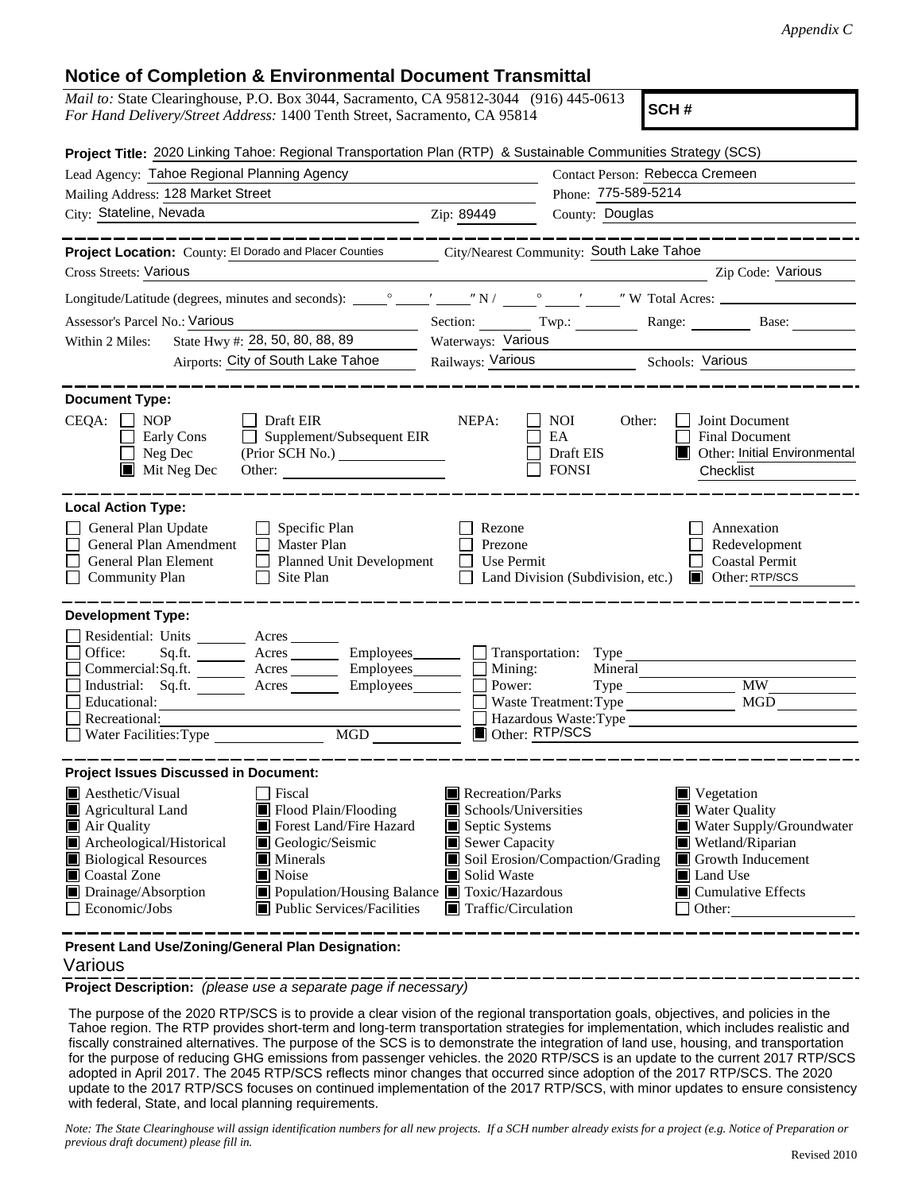*Appendix C*

## Notice of Completion & Environmental Document Transmittal

*Mail to:* State Clearinghouse, P.O. Box 3044, Sacramento, CA 95812-3044 (916) 445-0613
*For Hand Delivery/Street Address:* 1400 Tenth Street, Sacramento, CA 95814

**SCH #**

**Project Title:** 2020 Linking Tahoe: Regional Transportation Plan (RTP) & Sustainable Communities Strategy (SCS)

Lead Agency: Tahoe Regional Planning Agency
Contact Person: Rebecca Cremeen
Mailing Address: 128 Market Street
Phone: 775-589-5214
City: Stateline, Nevada
Zip: 89449
County: Douglas

---

**Project Location:** County: El Dorado and Placer Counties
City/Nearest Community: South Lake Tahoe
Cross Streets: Various
Zip Code: Various

Longitude/Latitude (degrees, minutes and seconds): ____° ____′ ____″ N / ____° ____′ ____″ W Total Acres: ________

Assessor's Parcel No.: Various
Section: ____ Twp.: ____ Range: ____ Base: ____

Within 2 Miles: State Hwy #: 28, 50, 80, 88, 89
Waterways: Various
Airports: City of South Lake Tahoe
Railways: Various
Schools: Various

---

**Document Type:**

CEQA:
- ☐ NOP
- ☐ Early Cons
- ☐ Neg Dec
- ☒ Mit Neg Dec
- ☐ Draft EIR
- ☐ Supplement/Subsequent EIR (Prior SCH No.) ________
- Other: ________

NEPA:
- ☐ NOI
- ☐ EA
- ☐ Draft EIS
- ☐ FONSI

Other:
- ☐ Joint Document
- ☐ Final Document
- ☒ Other: Initial Environmental Checklist

---

**Local Action Type:**

- ☐ General Plan Update
- ☐ General Plan Amendment
- ☐ General Plan Element
- ☐ Community Plan
- ☐ Specific Plan
- ☐ Master Plan
- ☐ Planned Unit Development
- ☐ Site Plan
- ☐ Rezone
- ☐ Prezone
- ☐ Use Permit
- ☐ Land Division (Subdivision, etc.)
- ☐ Annexation
- ☐ Redevelopment
- ☐ Coastal Permit
- ☒ Other: RTP/SCS

---

**Development Type:**

- ☐ Residential: Units ____ Acres ____
- ☐ Office: Sq.ft. ____ Acres ____ Employees ____
- ☐ Commercial: Sq.ft. ____ Acres ____ Employees ____
- ☐ Industrial: Sq.ft. ____ Acres ____ Employees ____
- ☐ Educational: ________
- ☐ Recreational: ________
- ☐ Water Facilities: Type ____ MGD ____
- ☐ Transportation: Type ________
- ☐ Mining: Mineral ________
- ☐ Power: Type ____ MW ____
- ☐ Waste Treatment: Type ____ MGD ____
- ☐ Hazardous Waste: Type ________
- ☒ Other: RTP/SCS

---

**Project Issues Discussed in Document:**

- ☒ Aesthetic/Visual
- ☒ Agricultural Land
- ☒ Air Quality
- ☒ Archeological/Historical
- ☒ Biological Resources
- ☒ Coastal Zone
- ☒ Drainage/Absorption
- ☐ Economic/Jobs
- ☐ Fiscal
- ☒ Flood Plain/Flooding
- ☒ Forest Land/Fire Hazard
- ☒ Geologic/Seismic
- ☒ Minerals
- ☒ Noise
- ☒ Population/Housing Balance
- ☒ Public Services/Facilities
- ☒ Recreation/Parks
- ☒ Schools/Universities
- ☒ Septic Systems
- ☒ Sewer Capacity
- ☒ Soil Erosion/Compaction/Grading
- ☒ Solid Waste
- ☒ Toxic/Hazardous
- ☒ Traffic/Circulation
- ☒ Vegetation
- ☒ Water Quality
- ☒ Water Supply/Groundwater
- ☒ Wetland/Riparian
- ☒ Growth Inducement
- ☒ Land Use
- ☒ Cumulative Effects
- ☐ Other: ________

---

**Present Land Use/Zoning/General Plan Designation:**

Various

**Project Description:** *(please use a separate page if necessary)*

The purpose of the 2020 RTP/SCS is to provide a clear vision of the regional transportation goals, objectives, and policies in the Tahoe region. The RTP provides short-term and long-term transportation strategies for implementation, which includes realistic and fiscally constrained alternatives. The purpose of the SCS is to demonstrate the integration of land use, housing, and transportation for the purpose of reducing GHG emissions from passenger vehicles. the 2020 RTP/SCS is an update to the current 2017 RTP/SCS adopted in April 2017. The 2045 RTP/SCS reflects minor changes that occurred since adoption of the 2017 RTP/SCS. The 2020 update to the 2017 RTP/SCS focuses on continued implementation of the 2017 RTP/SCS, with minor updates to ensure consistency with federal, State, and local planning requirements.

*Note: The State Clearinghouse will assign identification numbers for all new projects. If a SCH number already exists for a project (e.g. Notice of Preparation or previous draft document) please fill in.*

Revised 2010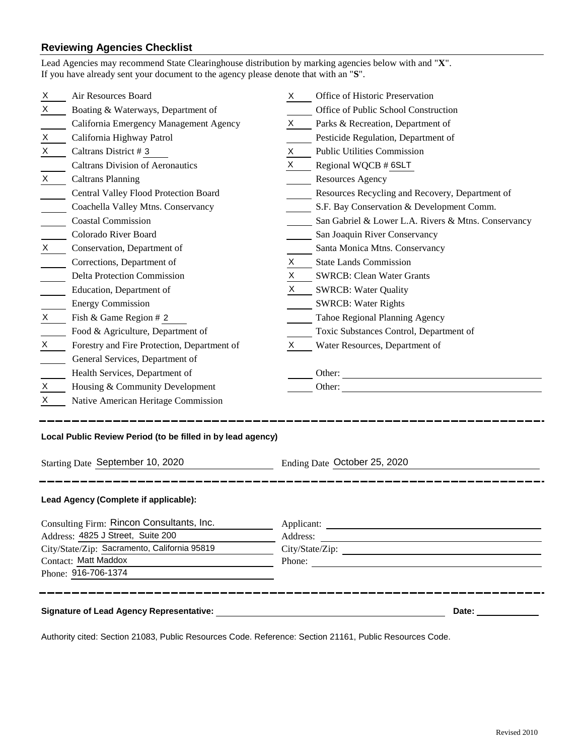## Reviewing Agencies Checklist

Lead Agencies may recommend State Clearinghouse distribution by marking agencies below with and "**X**".
If you have already sent your document to the agency please denote that with an "**S**".

| | | | |
|---|---|---|---|
| X | Air Resources Board | X | Office of Historic Preservation |
| X | Boating & Waterways, Department of | | Office of Public School Construction |
| | California Emergency Management Agency | X | Parks & Recreation, Department of |
| X | California Highway Patrol | | Pesticide Regulation, Department of |
| X | Caltrans District # 3 | X | Public Utilities Commission |
| | Caltrans Division of Aeronautics | X | Regional WQCB # 6SLT |
| X | Caltrans Planning | | Resources Agency |
| | Central Valley Flood Protection Board | | Resources Recycling and Recovery, Department of |
| | Coachella Valley Mtns. Conservancy | | S.F. Bay Conservation & Development Comm. |
| | Coastal Commission | | San Gabriel & Lower L.A. Rivers & Mtns. Conservancy |
| | Colorado River Board | | San Joaquin River Conservancy |
| X | Conservation, Department of | | Santa Monica Mtns. Conservancy |
| | Corrections, Department of | X | State Lands Commission |
| | Delta Protection Commission | X | SWRCB: Clean Water Grants |
| | Education, Department of | X | SWRCB: Water Quality |
| | Energy Commission | | SWRCB: Water Rights |
| X | Fish & Game Region # 2 | | Tahoe Regional Planning Agency |
| | Food & Agriculture, Department of | | Toxic Substances Control, Department of |
| X | Forestry and Fire Protection, Department of | X | Water Resources, Department of |
| | General Services, Department of | | |
| | Health Services, Department of | | Other: |
| X | Housing & Community Development | | Other: |
| X | Native American Heritage Commission | | |

---

**Local Public Review Period (to be filled in by lead agency)**

Starting Date September 10, 2020 Ending Date October 25, 2020

---

**Lead Agency (Complete if applicable):**

Consulting Firm: Rincon Consultants, Inc.
Address: 4825 J Street, Suite 200
City/State/Zip: Sacramento, California 95819
Contact: Matt Maddox
Phone: 916-706-1374

Applicant:
Address:
City/State/Zip:
Phone:

---

**Signature of Lead Agency Representative:** **Date:**

Authority cited: Section 21083, Public Resources Code. Reference: Section 21161, Public Resources Code.

Revised 2010